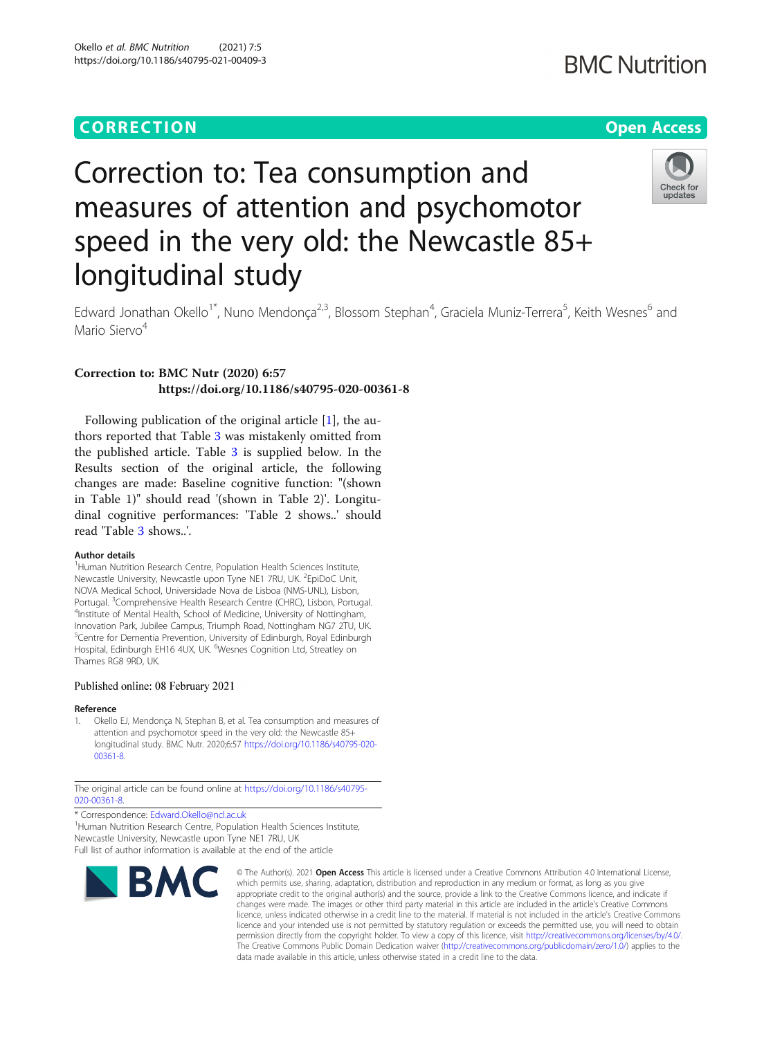CORRECTION

Open Access

# Correction to: Tea consumption and measures of attention and psychomotor speed in the very old: the Newcastle 85+ longitudinal study

Edward Jonathan Okello[1*], Nuno Mendonça[2,3], Blossom Stephan[4], Graciela Muniz-Terrera[5], Keith Wesnes[6] and Mario Siervo[4]

**Correction to: BMC Nutr (2020) 6:57**
**https://doi.org/10.1186/s40795-020-00361-8**

Following publication of the original article [1], the authors reported that Table 3 was mistakenly omitted from the published article. Table 3 is supplied below. In the Results section of the original article, the following changes are made: Baseline cognitive function: "(shown in Table 1)" should read '(shown in Table 2)'. Longitudinal cognitive performances: 'Table 2 shows..' should read 'Table 3 shows..'.

### Author details

[1]Human Nutrition Research Centre, Population Health Sciences Institute, Newcastle University, Newcastle upon Tyne NE1 7RU, UK. [2]EpiDoC Unit, NOVA Medical School, Universidade Nova de Lisboa (NMS-UNL), Lisbon, Portugal. [3]Comprehensive Health Research Centre (CHRC), Lisbon, Portugal. [4]Institute of Mental Health, School of Medicine, University of Nottingham, Innovation Park, Jubilee Campus, Triumph Road, Nottingham NG7 2TU, UK. [5]Centre for Dementia Prevention, University of Edinburgh, Royal Edinburgh Hospital, Edinburgh EH16 4UX, UK. [6]Wesnes Cognition Ltd, Streatley on Thames RG8 9RD, UK.

Published online: 08 February 2021

### Reference

1. Okello EJ, Mendonça N, Stephan B, et al. Tea consumption and measures of attention and psychomotor speed in the very old: the Newcastle 85+ longitudinal study. BMC Nutr. 2020;6:57 https://doi.org/10.1186/s40795-020-00361-8.

The original article can be found online at https://doi.org/10.1186/s40795-020-00361-8.

\* Correspondence: Edward.Okello@ncl.ac.uk
[1]Human Nutrition Research Centre, Population Health Sciences Institute, Newcastle University, Newcastle upon Tyne NE1 7RU, UK
Full list of author information is available at the end of the article

© The Author(s). 2021 **Open Access** This article is licensed under a Creative Commons Attribution 4.0 International License, which permits use, sharing, adaptation, distribution and reproduction in any medium or format, as long as you give appropriate credit to the original author(s) and the source, provide a link to the Creative Commons licence, and indicate if changes were made. The images or other third party material in this article are included in the article's Creative Commons licence, unless indicated otherwise in a credit line to the material. If material is not included in the article's Creative Commons licence and your intended use is not permitted by statutory regulation or exceeds the permitted use, you will need to obtain permission directly from the copyright holder. To view a copy of this licence, visit http://creativecommons.org/licenses/by/4.0/. The Creative Commons Public Domain Dedication waiver (http://creativecommons.org/publicdomain/zero/1.0/) applies to the data made available in this article, unless otherwise stated in a credit line to the data.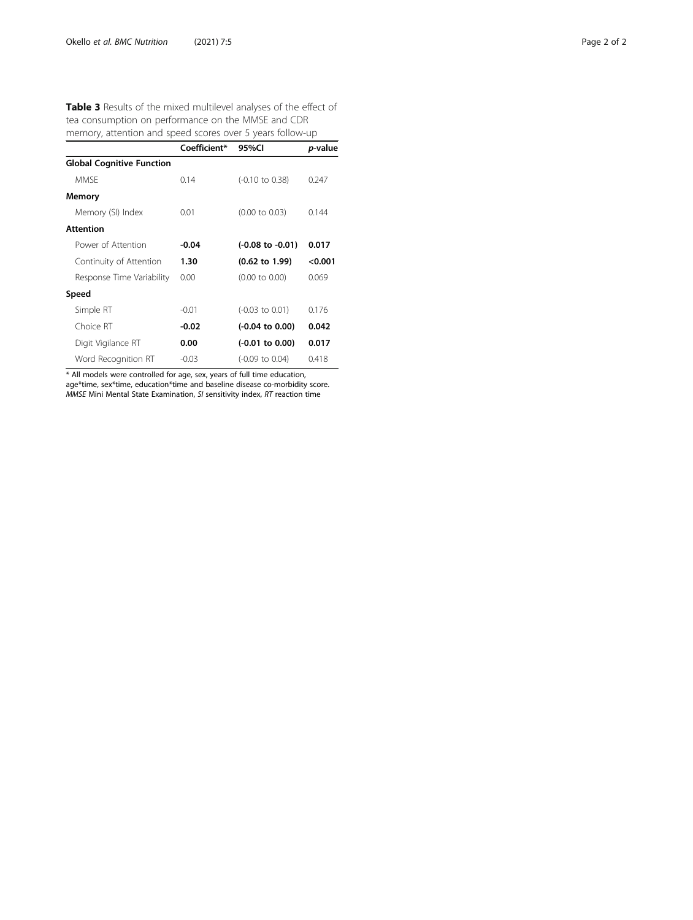**Table 3** Results of the mixed multilevel analyses of the effect of tea consumption on performance on the MMSE and CDR memory, attention and speed scores over 5 years follow-up

| | Coefficient* | 95%CI | *p*-value |
|---|---|---|---|
| **Global Cognitive Function** | | | |
| MMSE | 0.14 | (-0.10 to 0.38) | 0.247 |
| **Memory** | | | |
| Memory (SI) Index | 0.01 | (0.00 to 0.03) | 0.144 |
| **Attention** | | | |
| Power of Attention | **-0.04** | **(-0.08 to -0.01)** | **0.017** |
| Continuity of Attention | **1.30** | **(0.62 to 1.99)** | **<0.001** |
| Response Time Variability | 0.00 | (0.00 to 0.00) | 0.069 |
| **Speed** | | | |
| Simple RT | -0.01 | (-0.03 to 0.01) | 0.176 |
| Choice RT | **-0.02** | **(-0.04 to 0.00)** | **0.042** |
| Digit Vigilance RT | **0.00** | **(-0.01 to 0.00)** | **0.017** |
| Word Recognition RT | -0.03 | (-0.09 to 0.04) | 0.418 |

* All models were controlled for age, sex, years of full time education, age*time, sex*time, education*time and baseline disease co-morbidity score. *MMSE* Mini Mental State Examination, *SI* sensitivity index, *RT* reaction time